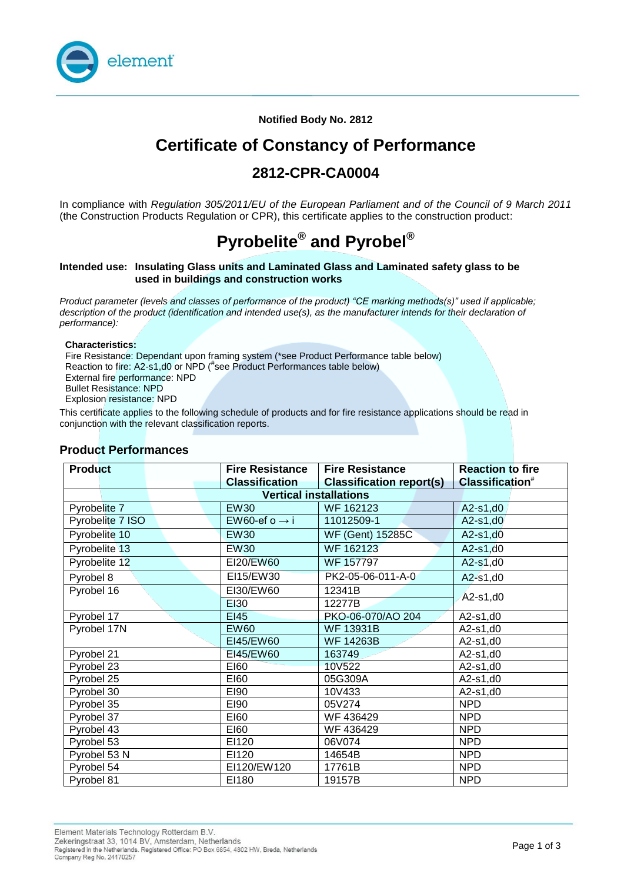**Notified Body No. 2812**

# Certificate of Constancy of Performance

## 2812-CPR-CA0004

In compliance with *Regulation 305/2011/EU of the European Parliament and of the Council of 9 March 2011* (the Construction Products Regulation or CPR), this certificate applies to the construction product:

# Pyrobelite® and Pyrobel®

**Intended use: Insulating Glass units and Laminated Glass and Laminated safety glass to be used in buildings and construction works**

*Product parameter (levels and classes of performance of the product) "CE marking methods(s)" used if applicable; description of the product (identification and intended use(s), as the manufacturer intends for their declaration of performance):*

**Characteristics:**
Fire Resistance: Dependant upon framing system (*see Product Performance table below)
Reaction to fire: A2-s1,d0 or NPD (#see Product Performances table below)
External fire performance: NPD
Bullet Resistance: NPD
Explosion resistance: NPD

This certificate applies to the following schedule of products and for fire resistance applications should be read in conjunction with the relevant classification reports.

## Product Performances

| Product | Fire Resistance Classification | Fire Resistance Classification report(s) | Reaction to fire Classification# |
|---|---|---|---|
| **Vertical installations** | | | |
| Pyrobelite 7 | EW30 | WF 162123 | A2-s1,d0 |
| Pyrobelite 7 ISO | EW60-ef o → i | 11012509-1 | A2-s1,d0 |
| Pyrobelite 10 | EW30 | WF (Gent) 15285C | A2-s1,d0 |
| Pyrobelite 13 | EW30 | WF 162123 | A2-s1,d0 |
| Pyrobelite 12 | EI20/EW60 | WF 157797 | A2-s1,d0 |
| Pyrobel 8 | EI15/EW30 | PK2-05-06-011-A-0 | A2-s1,d0 |
| Pyrobel 16 | EI30/EW60 | 12341B | A2-s1,d0 |
| | EI30 | 12277B | |
| Pyrobel 17 | EI45 | PKO-06-070/AO 204 | A2-s1,d0 |
| Pyrobel 17N | EW60 | WF 13931B | A2-s1,d0 |
| | EI45/EW60 | WF 14263B | A2-s1,d0 |
| Pyrobel 21 | EI45/EW60 | 163749 | A2-s1,d0 |
| Pyrobel 23 | EI60 | 10V522 | A2-s1,d0 |
| Pyrobel 25 | EI60 | 05G309A | A2-s1,d0 |
| Pyrobel 30 | EI90 | 10V433 | A2-s1,d0 |
| Pyrobel 35 | EI90 | 05V274 | NPD |
| Pyrobel 37 | EI60 | WF 436429 | NPD |
| Pyrobel 43 | EI60 | WF 436429 | NPD |
| Pyrobel 53 | EI120 | 06V074 | NPD |
| Pyrobel 53 N | EI120 | 14654B | NPD |
| Pyrobel 54 | EI120/EW120 | 17761B | NPD |
| Pyrobel 81 | EI180 | 19157B | NPD |

Element Materials Technology Rotterdam B.V.
Zekeringstraat 33, 1014 BV, Amsterdam, Netherlands
Registered in the Netherlands. Registered Office: PO Box 6854, 4802 HW, Breda, Netherlands
Company Reg No. 24170257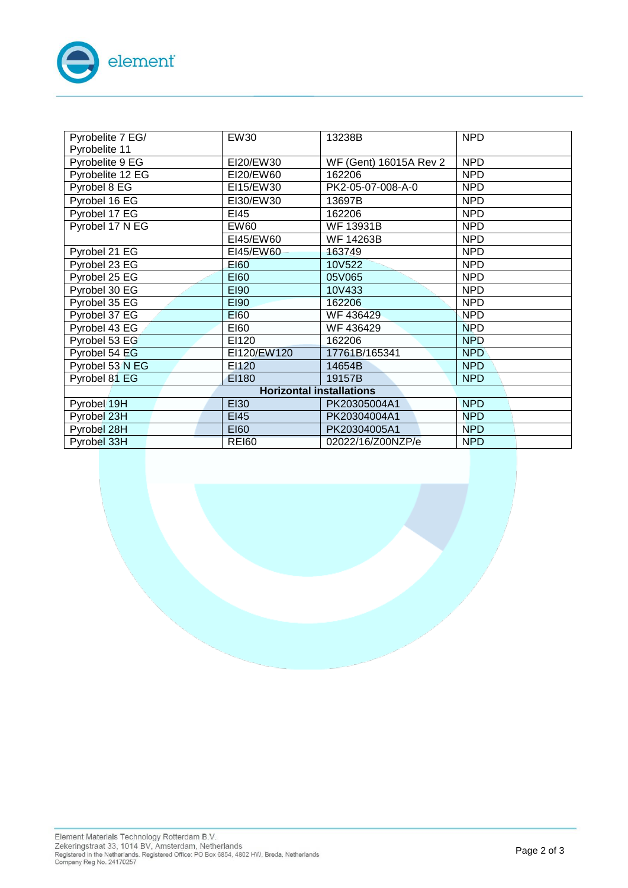| Pyrobelite 7 EG/ Pyrobelite 11 | EW30 | 13238B | NPD |
|---|---|---|---|
| Pyrobelite 9 EG | EI20/EW30 | WF (Gent) 16015A Rev 2 | NPD |
| Pyrobelite 12 EG | EI20/EW60 | 162206 | NPD |
| Pyrobel 8 EG | EI15/EW30 | PK2-05-07-008-A-0 | NPD |
| Pyrobel 16 EG | EI30/EW30 | 13697B | NPD |
| Pyrobel 17 EG | EI45 | 162206 | NPD |
| Pyrobel 17 N EG | EW60 | WF 13931B | NPD |
| | EI45/EW60 | WF 14263B | NPD |
| Pyrobel 21 EG | EI45/EW60 | 163749 | NPD |
| Pyrobel 23 EG | EI60 | 10V522 | NPD |
| Pyrobel 25 EG | EI60 | 05V065 | NPD |
| Pyrobel 30 EG | EI90 | 10V433 | NPD |
| Pyrobel 35 EG | EI90 | 162206 | NPD |
| Pyrobel 37 EG | EI60 | WF 436429 | NPD |
| Pyrobel 43 EG | EI60 | WF 436429 | NPD |
| Pyrobel 53 EG | EI120 | 162206 | NPD |
| Pyrobel 54 EG | EI120/EW120 | 17761B/165341 | NPD |
| Pyrobel 53 N EG | EI120 | 14654B | NPD |
| Pyrobel 81 EG | EI180 | 19157B | NPD |
| **Horizontal installations** | | | |
| Pyrobel 19H | EI30 | PK20305004A1 | NPD |
| Pyrobel 23H | EI45 | PK20304004A1 | NPD |
| Pyrobel 28H | EI60 | PK20304005A1 | NPD |
| Pyrobel 33H | REI60 | 02022/16/Z00NZP/e | NPD |

Element Materials Technology Rotterdam B.V.
Zekeringstraat 33, 1014 BV, Amsterdam, Netherlands
Registered in the Netherlands. Registered Office: PO Box 6854, 4802 HW, Breda, Netherlands
Company Reg No. 24170257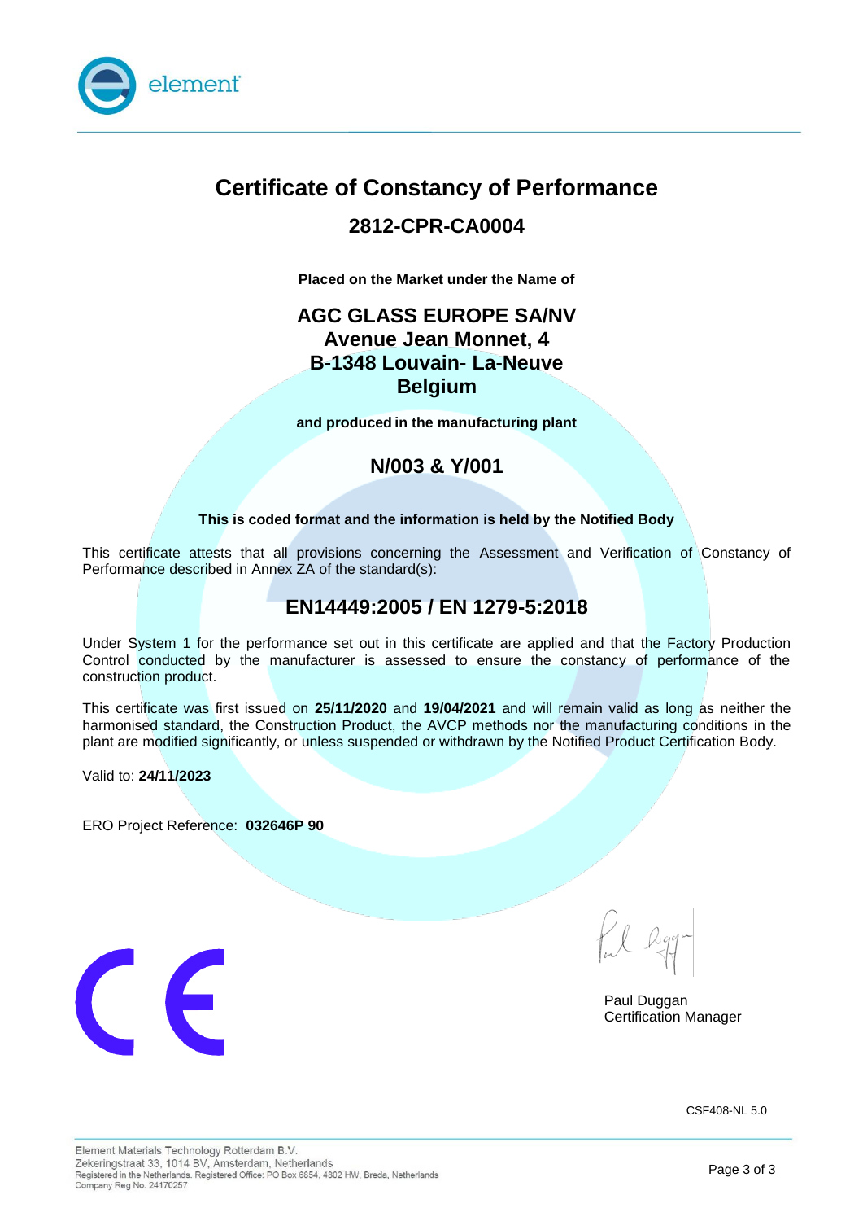# Certificate of Constancy of Performance

## 2812-CPR-CA0004

**Placed on the Market under the Name of**

**AGC GLASS EUROPE SA/NV**
**Avenue Jean Monnet, 4**
**B-1348 Louvain- La-Neuve**
**Belgium**

**and produced in the manufacturing plant**

## N/003 & Y/001

**This is coded format and the information is held by the Notified Body**

This certificate attests that all provisions concerning the Assessment and Verification of Constancy of Performance described in Annex ZA of the standard(s):

## EN14449:2005 / EN 1279-5:2018

Under System 1 for the performance set out in this certificate are applied and that the Factory Production Control conducted by the manufacturer is assessed to ensure the constancy of performance of the construction product.

This certificate was first issued on **25/11/2020** and **19/04/2021** and will remain valid as long as neither the harmonised standard, the Construction Product, the AVCP methods nor the manufacturing conditions in the plant are modified significantly, or unless suspended or withdrawn by the Notified Product Certification Body.

Valid to: **24/11/2023**

ERO Project Reference: **032646P 90**

Paul Duggan
Certification Manager

CSF408-NL 5.0

Element Materials Technology Rotterdam B.V.
Zekeringstraat 33, 1014 BV, Amsterdam, Netherlands
Registered in the Netherlands. Registered Office: PO Box 6854, 4802 HW, Breda, Netherlands
Company Reg No. 24170257